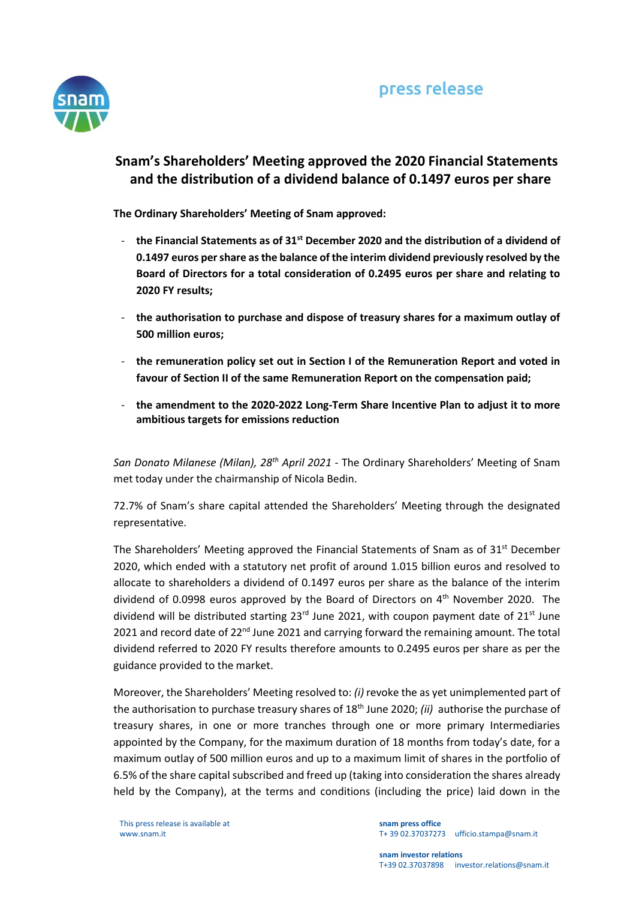press release

# Snam's Shareholders' Meeting approved the 2020 Financial Statements and the distribution of a dividend balance of 0.1497 euros per share

**The Ordinary Shareholders' Meeting of Snam approved:**

- **the Financial Statements as of 31st December 2020 and the distribution of a dividend of 0.1497 euros per share as the balance of the interim dividend previously resolved by the Board of Directors for a total consideration of 0.2495 euros per share and relating to 2020 FY results;**
- **the authorisation to purchase and dispose of treasury shares for a maximum outlay of 500 million euros;**
- **the remuneration policy set out in Section I of the Remuneration Report and voted in favour of Section II of the same Remuneration Report on the compensation paid;**
- **the amendment to the 2020-2022 Long-Term Share Incentive Plan to adjust it to more ambitious targets for emissions reduction**

*San Donato Milanese (Milan), 28th April 2021* - The Ordinary Shareholders' Meeting of Snam met today under the chairmanship of Nicola Bedin.

72.7% of Snam's share capital attended the Shareholders' Meeting through the designated representative.

The Shareholders' Meeting approved the Financial Statements of Snam as of 31st December 2020, which ended with a statutory net profit of around 1.015 billion euros and resolved to allocate to shareholders a dividend of 0.1497 euros per share as the balance of the interim dividend of 0.0998 euros approved by the Board of Directors on 4th November 2020. The dividend will be distributed starting 23rd June 2021, with coupon payment date of 21st June 2021 and record date of 22nd June 2021 and carrying forward the remaining amount. The total dividend referred to 2020 FY results therefore amounts to 0.2495 euros per share as per the guidance provided to the market.

Moreover, the Shareholders' Meeting resolved to: *(i)* revoke the as yet unimplemented part of the authorisation to purchase treasury shares of 18th June 2020; *(ii)* authorise the purchase of treasury shares, in one or more tranches through one or more primary Intermediaries appointed by the Company, for the maximum duration of 18 months from today's date, for a maximum outlay of 500 million euros and up to a maximum limit of shares in the portfolio of 6.5% of the share capital subscribed and freed up (taking into consideration the shares already held by the Company), at the terms and conditions (including the price) laid down in the

This press release is available at www.snam.it

**snam press office**
T+ 39 02.37037273 ufficio.stampa@snam.it

**snam investor relations**
T+39 02.37037898 investor.relations@snam.it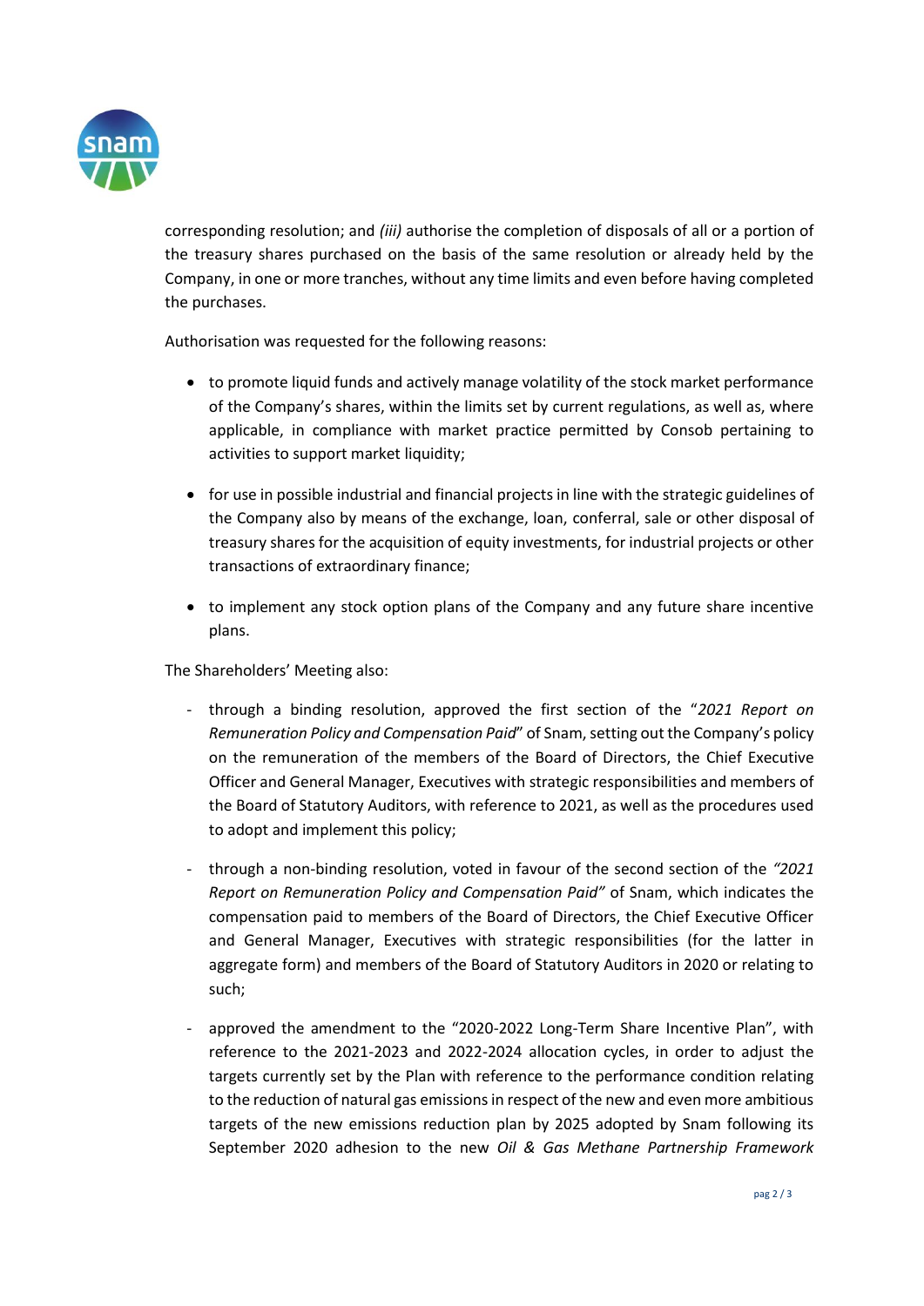corresponding resolution; and *(iii)* authorise the completion of disposals of all or a portion of the treasury shares purchased on the basis of the same resolution or already held by the Company, in one or more tranches, without any time limits and even before having completed the purchases.

Authorisation was requested for the following reasons:

- to promote liquid funds and actively manage volatility of the stock market performance of the Company's shares, within the limits set by current regulations, as well as, where applicable, in compliance with market practice permitted by Consob pertaining to activities to support market liquidity;
- for use in possible industrial and financial projects in line with the strategic guidelines of the Company also by means of the exchange, loan, conferral, sale or other disposal of treasury shares for the acquisition of equity investments, for industrial projects or other transactions of extraordinary finance;
- to implement any stock option plans of the Company and any future share incentive plans.

The Shareholders' Meeting also:

- through a binding resolution, approved the first section of the "*2021 Report on Remuneration Policy and Compensation Paid*" of Snam, setting out the Company's policy on the remuneration of the members of the Board of Directors, the Chief Executive Officer and General Manager, Executives with strategic responsibilities and members of the Board of Statutory Auditors, with reference to 2021, as well as the procedures used to adopt and implement this policy;
- through a non-binding resolution, voted in favour of the second section of the *"2021 Report on Remuneration Policy and Compensation Paid"* of Snam, which indicates the compensation paid to members of the Board of Directors, the Chief Executive Officer and General Manager, Executives with strategic responsibilities (for the latter in aggregate form) and members of the Board of Statutory Auditors in 2020 or relating to such;
- approved the amendment to the "2020-2022 Long-Term Share Incentive Plan", with reference to the 2021-2023 and 2022-2024 allocation cycles, in order to adjust the targets currently set by the Plan with reference to the performance condition relating to the reduction of natural gas emissions in respect of the new and even more ambitious targets of the new emissions reduction plan by 2025 adopted by Snam following its September 2020 adhesion to the new *Oil & Gas Methane Partnership Framework*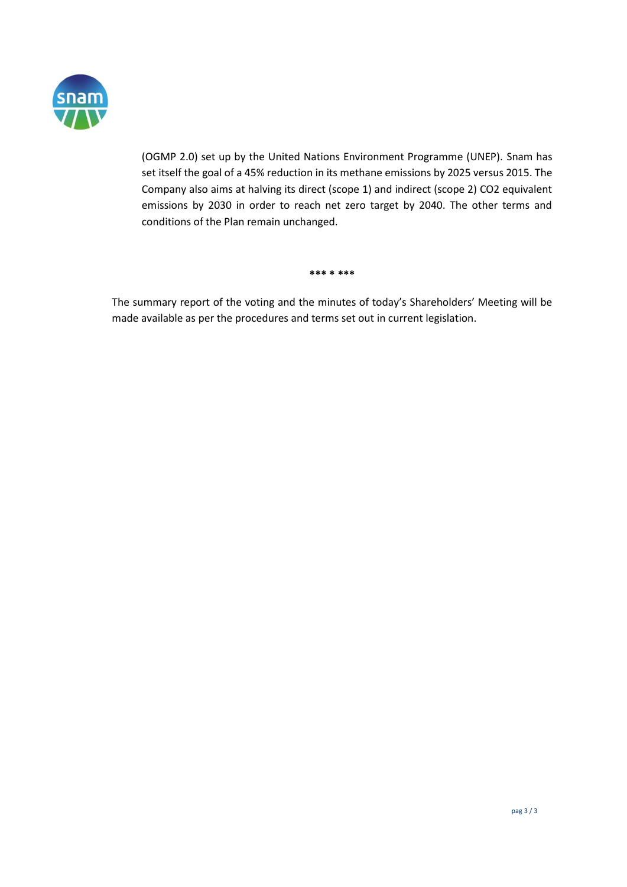(OGMP 2.0) set up by the United Nations Environment Programme (UNEP). Snam has set itself the goal of a 45% reduction in its methane emissions by 2025 versus 2015. The Company also aims at halving its direct (scope 1) and indirect (scope 2) $CO_2$ equivalent emissions by 2030 in order to reach net zero target by 2040. The other terms and conditions of the Plan remain unchanged.

*** * ***

The summary report of the voting and the minutes of today's Shareholders' Meeting will be made available as per the procedures and terms set out in current legislation.